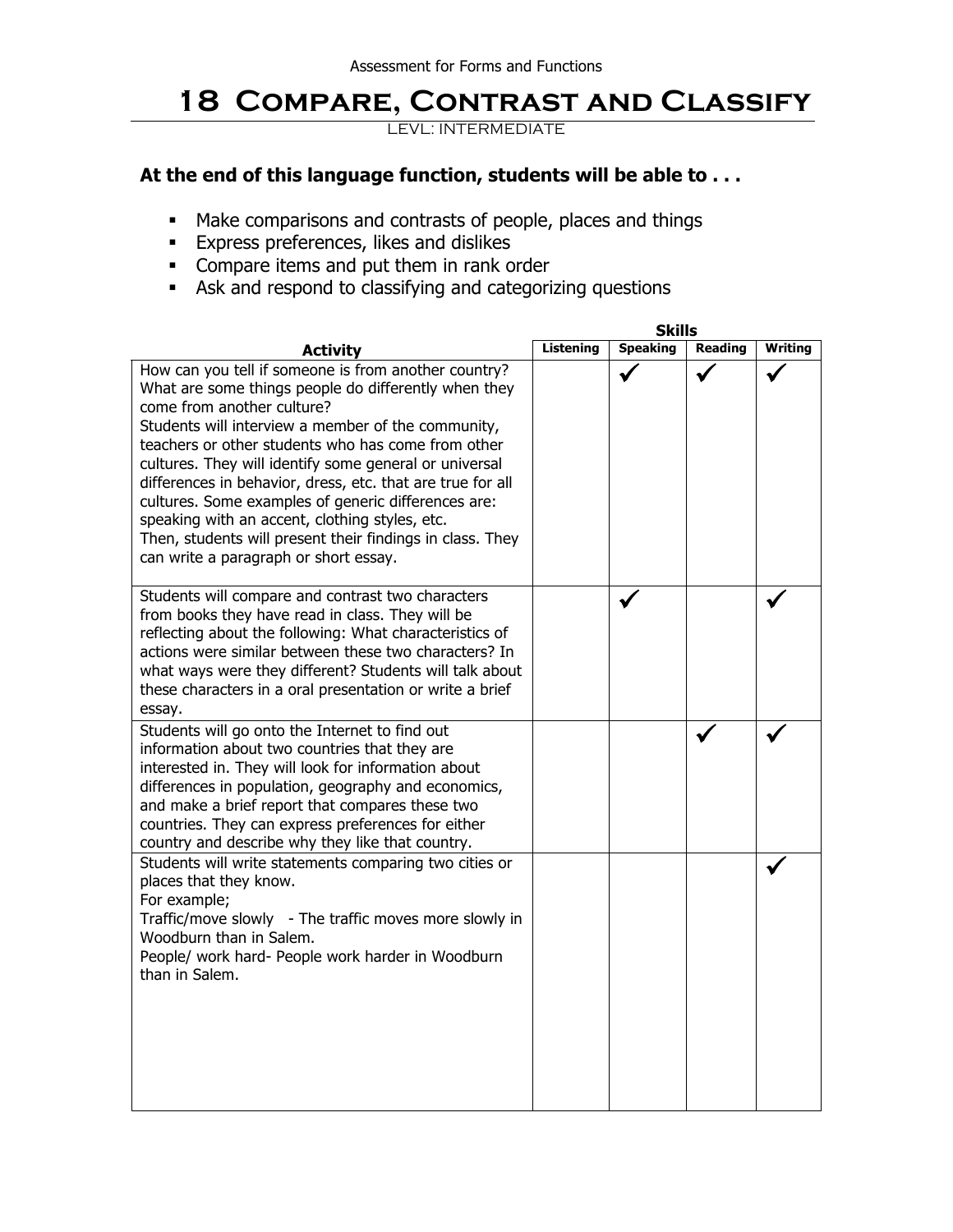Assessment for Forms and Functions

# 18 Compare, Contrast and Classify

LEVL: INTERMEDIATE

**At the end of this language function, students will be able to . . .**

- Make comparisons and contrasts of people, places and things
- Express preferences, likes and dislikes
- Compare items and put them in rank order
- Ask and respond to classifying and categorizing questions

| | Skills | | | |
|---|---|---|---|---|
| **Activity** | **Listening** | **Speaking** | **Reading** | **Writing** |
| How can you tell if someone is from another country? What are some things people do differently when they come from another culture?<br>Students will interview a member of the community, teachers or other students who has come from other cultures. They will identify some general or universal differences in behavior, dress, etc. that are true for all cultures. Some examples of generic differences are: speaking with an accent, clothing styles, etc.<br>Then, students will present their findings in class. They can write a paragraph or short essay. | | ✓ | ✓ | ✓ |
| Students will compare and contrast two characters from books they have read in class. They will be reflecting about the following: What characteristics of actions were similar between these two characters? In what ways were they different? Students will talk about these characters in a oral presentation or write a brief essay. | | ✓ | | ✓ |
| Students will go onto the Internet to find out information about two countries that they are interested in. They will look for information about differences in population, geography and economics, and make a brief report that compares these two countries. They can express preferences for either country and describe why they like that country. | | | ✓ | ✓ |
| Students will write statements comparing two cities or places that they know.<br>For example;<br>Traffic/move slowly - The traffic moves more slowly in Woodburn than in Salem.<br>People/ work hard- People work harder in Woodburn than in Salem. | | | | ✓ |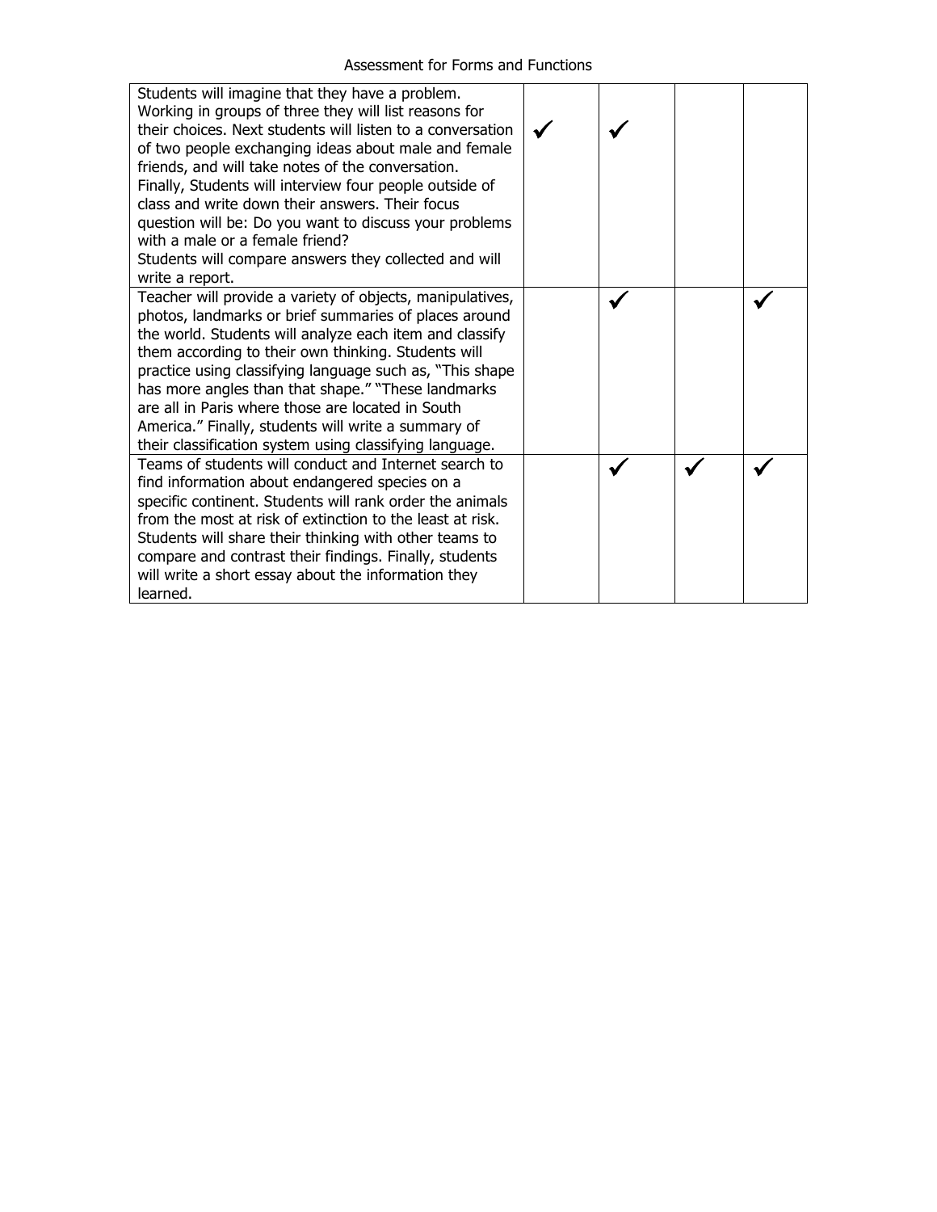| | | | | |
|---|---|---|---|---|
| Students will imagine that they have a problem. Working in groups of three they will list reasons for their choices. Next students will listen to a conversation of two people exchanging ideas about male and female friends, and will take notes of the conversation. Finally, Students will interview four people outside of class and write down their answers. Their focus question will be: Do you want to discuss your problems with a male or a female friend? Students will compare answers they collected and will write a report. | ✓ | ✓ | | |
| Teacher will provide a variety of objects, manipulatives, photos, landmarks or brief summaries of places around the world. Students will analyze each item and classify them according to their own thinking. Students will practice using classifying language such as, "This shape has more angles than that shape." "These landmarks are all in Paris where those are located in South America." Finally, students will write a summary of their classification system using classifying language. | | ✓ | | ✓ |
| Teams of students will conduct and Internet search to find information about endangered species on a specific continent. Students will rank order the animals from the most at risk of extinction to the least at risk. Students will share their thinking with other teams to compare and contrast their findings. Finally, students will write a short essay about the information they learned. | | ✓ | ✓ | ✓ |